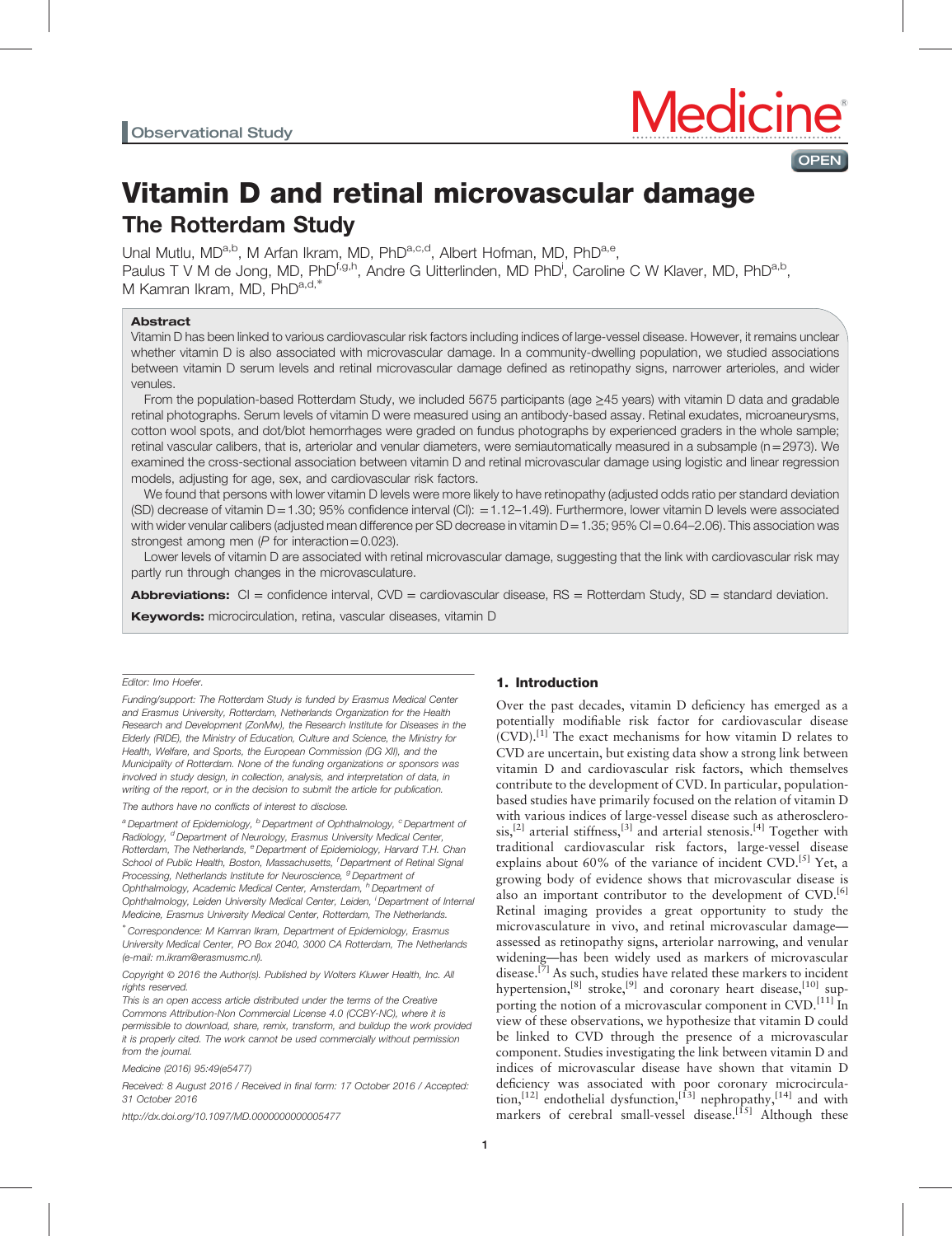Observational Study

# Vitamin D and retinal microvascular damage

## The Rotterdam Study

Unal Mutlu, MD[a,b], M Arfan Ikram, MD, PhD[a,c,d], Albert Hofman, MD, PhD[a,e], Paulus T V M de Jong, MD, PhD[f,g,h], Andre G Uitterlinden, MD PhD[i], Caroline C W Klaver, MD, PhD[a,b], M Kamran Ikram, MD, PhD[a,d,*]

### Abstract

Vitamin D has been linked to various cardiovascular risk factors including indices of large-vessel disease. However, it remains unclear whether vitamin D is also associated with microvascular damage. In a community-dwelling population, we studied associations between vitamin D serum levels and retinal microvascular damage defined as retinopathy signs, narrower arterioles, and wider venules.

From the population-based Rotterdam Study, we included 5675 participants (age ≥45 years) with vitamin D data and gradable retinal photographs. Serum levels of vitamin D were measured using an antibody-based assay. Retinal exudates, microaneurysms, cotton wool spots, and dot/blot hemorrhages were graded on fundus photographs by experienced graders in the whole sample; retinal vascular calibers, that is, arteriolar and venular diameters, were semiautomatically measured in a subsample (n=2973). We examined the cross-sectional association between vitamin D and retinal microvascular damage using logistic and linear regression models, adjusting for age, sex, and cardiovascular risk factors.

We found that persons with lower vitamin D levels were more likely to have retinopathy (adjusted odds ratio per standard deviation (SD) decrease of vitamin D=1.30; 95% confidence interval (CI): =1.12–1.49). Furthermore, lower vitamin D levels were associated with wider venular calibers (adjusted mean difference per SD decrease in vitamin D=1.35; 95% CI=0.64–2.06). This association was strongest among men (P for interaction=0.023).

Lower levels of vitamin D are associated with retinal microvascular damage, suggesting that the link with cardiovascular risk may partly run through changes in the microvasculature.

**Abbreviations:** CI = confidence interval, CVD = cardiovascular disease, RS = Rotterdam Study, SD = standard deviation.

**Keywords:** microcirculation, retina, vascular diseases, vitamin D

Editor: Imo Hoefer.

Funding/support: The Rotterdam Study is funded by Erasmus Medical Center and Erasmus University, Rotterdam, Netherlands Organization for the Health Research and Development (ZonMw), the Research Institute for Diseases in the Elderly (RIDE), the Ministry of Education, Culture and Science, the Ministry for Health, Welfare, and Sports, the European Commission (DG XII), and the Municipality of Rotterdam. None of the funding organizations or sponsors was involved in study design, in collection, analysis, and interpretation of data, in writing of the report, or in the decision to submit the article for publication.

The authors have no conflicts of interest to disclose.

[a] Department of Epidemiology, [b] Department of Ophthalmology, [c] Department of Radiology, [d] Department of Neurology, Erasmus University Medical Center, Rotterdam, The Netherlands, [e] Department of Epidemiology, Harvard T.H. Chan School of Public Health, Boston, Massachusetts, [f] Department of Retinal Signal Processing, Netherlands Institute for Neuroscience, [g] Department of Ophthalmology, Academic Medical Center, Amsterdam, [h] Department of Ophthalmology, Leiden University Medical Center, Leiden, [i] Department of Internal Medicine, Erasmus University Medical Center, Rotterdam, The Netherlands.

[*] Correspondence: M Kamran Ikram, Department of Epidemiology, Erasmus University Medical Center, PO Box 2040, 3000 CA Rotterdam, The Netherlands (e-mail: m.ikram@erasmusmc.nl).

Copyright © 2016 the Author(s). Published by Wolters Kluwer Health, Inc. All rights reserved.

This is an open access article distributed under the terms of the Creative Commons Attribution-Non Commercial License 4.0 (CCBY-NC), where it is permissible to download, share, remix, transform, and buildup the work provided it is properly cited. The work cannot be used commercially without permission from the journal.

Medicine (2016) 95:49(e5477)

Received: 8 August 2016 / Received in final form: 17 October 2016 / Accepted: 31 October 2016

http://dx.doi.org/10.1097/MD.0000000000005477

## 1. Introduction

Over the past decades, vitamin D deficiency has emerged as a potentially modifiable risk factor for cardiovascular disease (CVD).[1] The exact mechanisms for how vitamin D relates to CVD are uncertain, but existing data show a strong link between vitamin D and cardiovascular risk factors, which themselves contribute to the development of CVD. In particular, population-based studies have primarily focused on the relation of vitamin D with various indices of large-vessel disease such as atherosclerosis,[2] arterial stiffness,[3] and arterial stenosis.[4] Together with traditional cardiovascular risk factors, large-vessel disease explains about 60% of the variance of incident CVD.[5] Yet, a growing body of evidence shows that microvascular disease is also an important contributor to the development of CVD.[6] Retinal imaging provides a great opportunity to study the microvasculature in vivo, and retinal microvascular damage—assessed as retinopathy signs, arteriolar narrowing, and venular widening—has been widely used as markers of microvascular disease.[7] As such, studies have related these markers to incident hypertension,[8] stroke,[9] and coronary heart disease,[10] supporting the notion of a microvascular component in CVD.[11] In view of these observations, we hypothesize that vitamin D could be linked to CVD through the presence of a microvascular component. Studies investigating the link between vitamin D and indices of microvascular disease have shown that vitamin D deficiency was associated with poor coronary microcirculation,[12] endothelial dysfunction,[13] nephropathy,[14] and with markers of cerebral small-vessel disease.[15] Although these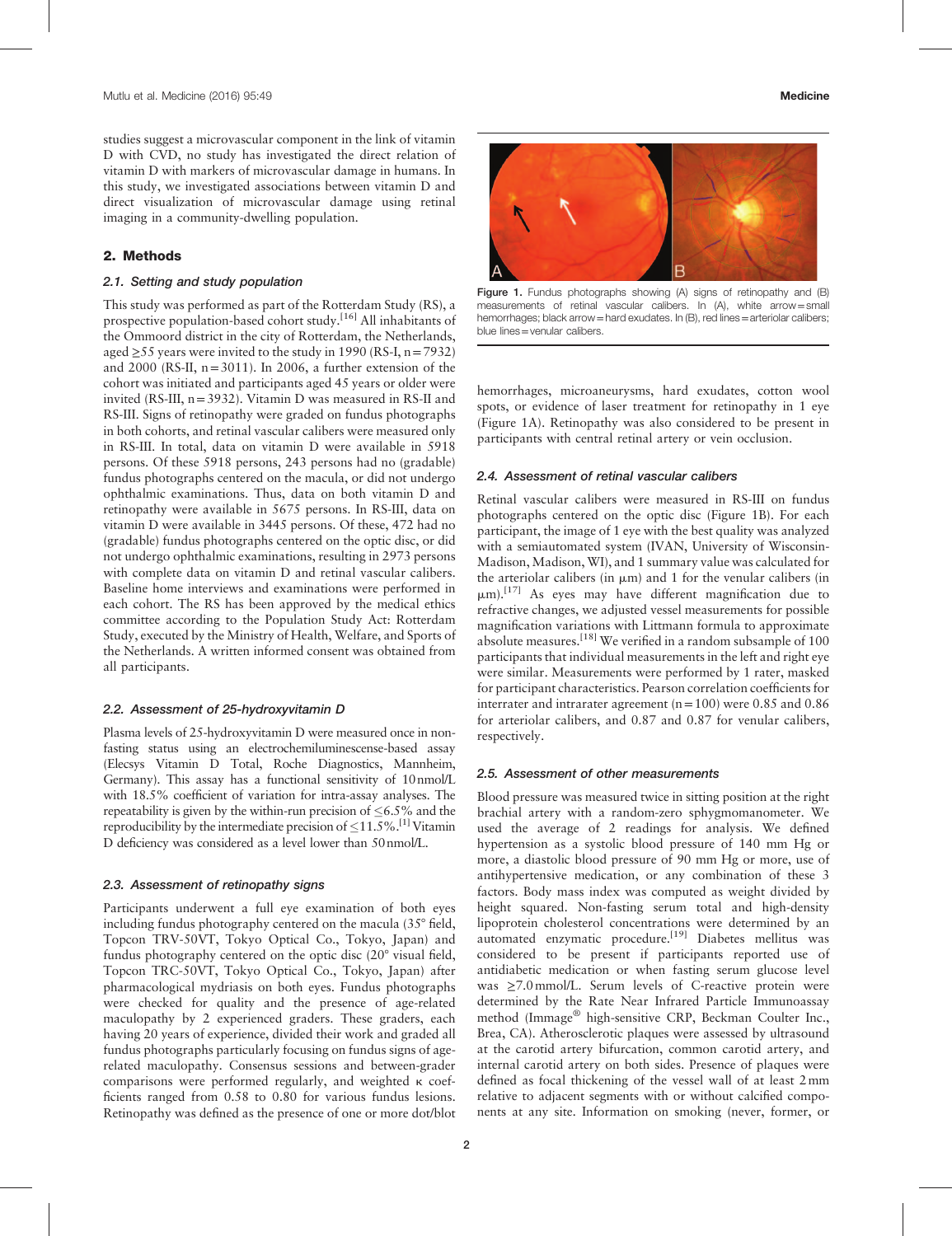studies suggest a microvascular component in the link of vitamin D with CVD, no study has investigated the direct relation of vitamin D with markers of microvascular damage in humans. In this study, we investigated associations between vitamin D and direct visualization of microvascular damage using retinal imaging in a community-dwelling population.

## 2. Methods

### 2.1. Setting and study population

This study was performed as part of the Rotterdam Study (RS), a prospective population-based cohort study.[16] All inhabitants of the Ommoord district in the city of Rotterdam, the Netherlands, aged ≥55 years were invited to the study in 1990 (RS-I, n = 7932) and 2000 (RS-II, n = 3011). In 2006, a further extension of the cohort was initiated and participants aged 45 years or older were invited (RS-III, n = 3932). Vitamin D was measured in RS-II and RS-III. Signs of retinopathy were graded on fundus photographs in both cohorts, and retinal vascular calibers were measured only in RS-III. In total, data on vitamin D were available in 5918 persons. Of these 5918 persons, 243 persons had no (gradable) fundus photographs centered on the macula, or did not undergo ophthalmic examinations. Thus, data on both vitamin D and retinopathy were available in 5675 persons. In RS-III, data on vitamin D were available in 3445 persons. Of these, 472 had no (gradable) fundus photographs centered on the optic disc, or did not undergo ophthalmic examinations, resulting in 2973 persons with complete data on vitamin D and retinal vascular calibers. Baseline home interviews and examinations were performed in each cohort. The RS has been approved by the medical ethics committee according to the Population Study Act: Rotterdam Study, executed by the Ministry of Health, Welfare, and Sports of the Netherlands. A written informed consent was obtained from all participants.

### 2.2. Assessment of 25-hydroxyvitamin D

Plasma levels of 25-hydroxyvitamin D were measured once in non-fasting status using an electrochemiluminescense-based assay (Elecsys Vitamin D Total, Roche Diagnostics, Mannheim, Germany). This assay has a functional sensitivity of 10 nmol/L with 18.5% coefficient of variation for intra-assay analyses. The repeatability is given by the within-run precision of ≤6.5% and the reproducibility by the intermediate precision of ≤11.5%.[1] Vitamin D deficiency was considered as a level lower than 50 nmol/L.

### 2.3. Assessment of retinopathy signs

Participants underwent a full eye examination of both eyes including fundus photography centered on the macula (35° field, Topcon TRV-50VT, Tokyo Optical Co., Tokyo, Japan) and fundus photography centered on the optic disc (20° visual field, Topcon TRC-50VT, Tokyo Optical Co., Tokyo, Japan) after pharmacological mydriasis on both eyes. Fundus photographs were checked for quality and the presence of age-related maculopathy by 2 experienced graders. These graders, each having 20 years of experience, divided their work and graded all fundus photographs particularly focusing on fundus signs of age-related maculopathy. Consensus sessions and between-grader comparisons were performed regularly, and weighted κ coefficients ranged from 0.58 to 0.80 for various fundus lesions. Retinopathy was defined as the presence of one or more dot/blot hemorrhages, microaneurysms, hard exudates, cotton wool spots, or evidence of laser treatment for retinopathy in 1 eye (Figure 1A). Retinopathy was also considered to be present in participants with central retinal artery or vein occlusion.

Figure 1. Fundus photographs showing (A) signs of retinopathy and (B) measurements of retinal vascular calibers. In (A), white arrow = small hemorrhages; black arrow = hard exudates. In (B), red lines = arteriolar calibers; blue lines = venular calibers.

### 2.4. Assessment of retinal vascular calibers

Retinal vascular calibers were measured in RS-III on fundus photographs centered on the optic disc (Figure 1B). For each participant, the image of 1 eye with the best quality was analyzed with a semiautomated system (IVAN, University of Wisconsin-Madison, Madison, WI), and 1 summary value was calculated for the arteriolar calibers (in μm) and 1 for the venular calibers (in μm).[17] As eyes may have different magnification due to refractive changes, we adjusted vessel measurements for possible magnification variations with Littmann formula to approximate absolute measures.[18] We verified in a random subsample of 100 participants that individual measurements in the left and right eye were similar. Measurements were performed by 1 rater, masked for participant characteristics. Pearson correlation coefficients for interrater and intrarater agreement (n = 100) were 0.85 and 0.86 for arteriolar calibers, and 0.87 and 0.87 for venular calibers, respectively.

### 2.5. Assessment of other measurements

Blood pressure was measured twice in sitting position at the right brachial artery with a random-zero sphygmomanometer. We used the average of 2 readings for analysis. We defined hypertension as a systolic blood pressure of 140 mm Hg or more, a diastolic blood pressure of 90 mm Hg or more, use of antihypertensive medication, or any combination of these 3 factors. Body mass index was computed as weight divided by height squared. Non-fasting serum total and high-density lipoprotein cholesterol concentrations were determined by an automated enzymatic procedure.[19] Diabetes mellitus was considered to be present if participants reported use of antidiabetic medication or when fasting serum glucose level was ≥7.0 mmol/L. Serum levels of C-reactive protein were determined by the Rate Near Infrared Particle Immunoassay method (Immage® high-sensitive CRP, Beckman Coulter Inc., Brea, CA). Atherosclerotic plaques were assessed by ultrasound at the carotid artery bifurcation, common carotid artery, and internal carotid artery on both sides. Presence of plaques were defined as focal thickening of the vessel wall of at least 2 mm relative to adjacent segments with or without calcified components at any site. Information on smoking (never, former, or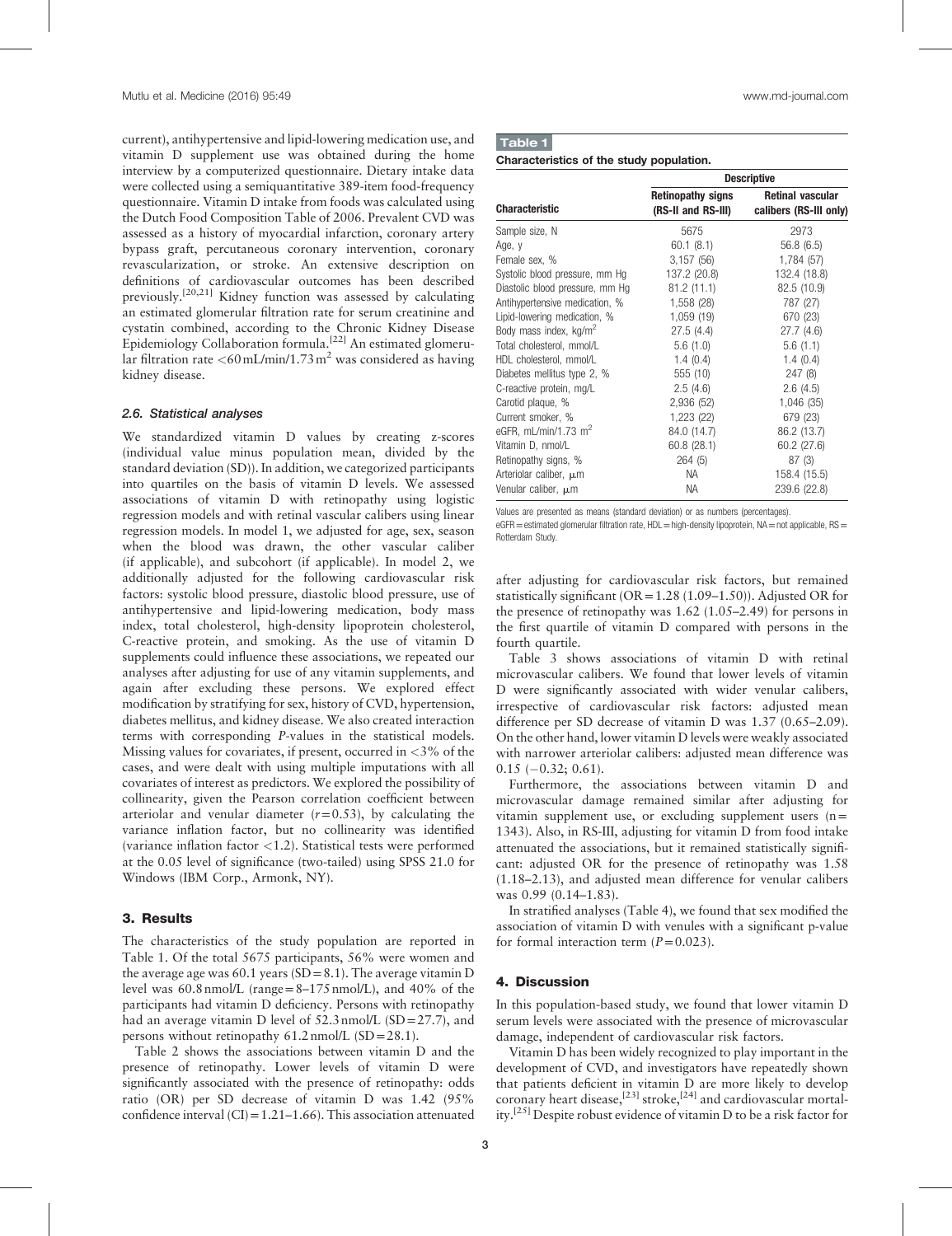current), antihypertensive and lipid-lowering medication use, and vitamin D supplement use was obtained during the home interview by a computerized questionnaire. Dietary intake data were collected using a semiquantitative 389-item food-frequency questionnaire. Vitamin D intake from foods was calculated using the Dutch Food Composition Table of 2006. Prevalent CVD was assessed as a history of myocardial infarction, coronary artery bypass graft, percutaneous coronary intervention, coronary revascularization, or stroke. An extensive description on definitions of cardiovascular outcomes has been described previously.[20,21] Kidney function was assessed by calculating an estimated glomerular filtration rate for serum creatinine and cystatin combined, according to the Chronic Kidney Disease Epidemiology Collaboration formula.[22] An estimated glomerular filtration rate $<60\,\text{mL/min}/1.73\,\text{m}^2$ was considered as having kidney disease.

### 2.6. Statistical analyses

We standardized vitamin D values by creating z-scores (individual value minus population mean, divided by the standard deviation (SD)). In addition, we categorized participants into quartiles on the basis of vitamin D levels. We assessed associations of vitamin D with retinopathy using logistic regression models and with retinal vascular calibers using linear regression models. In model 1, we adjusted for age, sex, season when the blood was drawn, the other vascular caliber (if applicable), and subcohort (if applicable). In model 2, we additionally adjusted for the following cardiovascular risk factors: systolic blood pressure, diastolic blood pressure, use of antihypertensive and lipid-lowering medication, body mass index, total cholesterol, high-density lipoprotein cholesterol, C-reactive protein, and smoking. As the use of vitamin D supplements could influence these associations, we repeated our analyses after adjusting for use of any vitamin supplements, and again after excluding these persons. We explored effect modification by stratifying for sex, history of CVD, hypertension, diabetes mellitus, and kidney disease. We also created interaction terms with corresponding P-values in the statistical models. Missing values for covariates, if present, occurred in <3% of the cases, and were dealt with using multiple imputations with all covariates of interest as predictors. We explored the possibility of collinearity, given the Pearson correlation coefficient between arteriolar and venular diameter ($r=0.53$), by calculating the variance inflation factor, but no collinearity was identified (variance inflation factor <1.2). Statistical tests were performed at the 0.05 level of significance (two-tailed) using SPSS 21.0 for Windows (IBM Corp., Armonk, NY).

## 3. Results

The characteristics of the study population are reported in Table 1. Of the total 5675 participants, 56% were women and the average age was 60.1 years (SD = 8.1). The average vitamin D level was 60.8 nmol/L (range = 8–175 nmol/L), and 40% of the participants had vitamin D deficiency. Persons with retinopathy had an average vitamin D level of 52.3 nmol/L (SD = 27.7), and persons without retinopathy 61.2 nmol/L (SD = 28.1).

Table 2 shows the associations between vitamin D and the presence of retinopathy. Lower levels of vitamin D were significantly associated with the presence of retinopathy: odds ratio (OR) per SD decrease of vitamin D was 1.42 (95% confidence interval (CI) = 1.21–1.66). This association attenuated after adjusting for cardiovascular risk factors, but remained statistically significant (OR = 1.28 (1.09–1.50)). Adjusted OR for the presence of retinopathy was 1.62 (1.05–2.49) for persons in the first quartile of vitamin D compared with persons in the fourth quartile.

Table 3 shows associations of vitamin D with retinal microvascular calibers. We found that lower levels of vitamin D were significantly associated with wider venular calibers, irrespective of cardiovascular risk factors: adjusted mean difference per SD decrease of vitamin D was 1.37 (0.65–2.09). On the other hand, lower vitamin D levels were weakly associated with narrower arteriolar calibers: adjusted mean difference was 0.15 (−0.32; 0.61).

Furthermore, the associations between vitamin D and microvascular damage remained similar after adjusting for vitamin supplement use, or excluding supplement users (n = 1343). Also, in RS-III, adjusting for vitamin D from food intake attenuated the associations, but it remained statistically significant: adjusted OR for the presence of retinopathy was 1.58 (1.18–2.13), and adjusted mean difference for venular calibers was 0.99 (0.14–1.83).

In stratified analyses (Table 4), we found that sex modified the association of vitamin D with venules with a significant p-value for formal interaction term ($P=0.023$).

**Table 1**

**Characteristics of the study population.**

| | Descriptive | |
|---|---|---|
| Characteristic | Retinopathy signs (RS-II and RS-III) | Retinal vascular calibers (RS-III only) |
| Sample size, N | 5675 | 2973 |
| Age, y | 60.1 (8.1) | 56.8 (6.5) |
| Female sex, % | 3,157 (56) | 1,784 (57) |
| Systolic blood pressure, mm Hg | 137.2 (20.8) | 132.4 (18.8) |
| Diastolic blood pressure, mm Hg | 81.2 (11.1) | 82.5 (10.9) |
| Antihypertensive medication, % | 1,558 (28) | 787 (27) |
| Lipid-lowering medication, % | 1,059 (19) | 670 (23) |
| Body mass index, kg/m$^2$ | 27.5 (4.4) | 27.7 (4.6) |
| Total cholesterol, mmol/L | 5.6 (1.0) | 5.6 (1.1) |
| HDL cholesterol, mmol/L | 1.4 (0.4) | 1.4 (0.4) |
| Diabetes mellitus type 2, % | 555 (10) | 247 (8) |
| C-reactive protein, mg/L | 2.5 (4.6) | 2.6 (4.5) |
| Carotid plaque, % | 2,936 (52) | 1,046 (35) |
| Current smoker, % | 1,223 (22) | 679 (23) |
| eGFR, mL/min/1.73 m$^2$ | 84.0 (14.7) | 86.2 (13.7) |
| Vitamin D, nmol/L | 60.8 (28.1) | 60.2 (27.6) |
| Retinopathy signs, % | 264 (5) | 87 (3) |
| Arteriolar caliber, μm | NA | 158.4 (15.5) |
| Venular caliber, μm | NA | 239.6 (22.8) |

Values are presented as means (standard deviation) or as numbers (percentages).
eGFR = estimated glomerular filtration rate, HDL = high-density lipoprotein, NA = not applicable, RS = Rotterdam Study.

## 4. Discussion

In this population-based study, we found that lower vitamin D serum levels were associated with the presence of microvascular damage, independent of cardiovascular risk factors.

Vitamin D has been widely recognized to play important in the development of CVD, and investigators have repeatedly shown that patients deficient in vitamin D are more likely to develop coronary heart disease,[23] stroke,[24] and cardiovascular mortality.[25] Despite robust evidence of vitamin D to be a risk factor for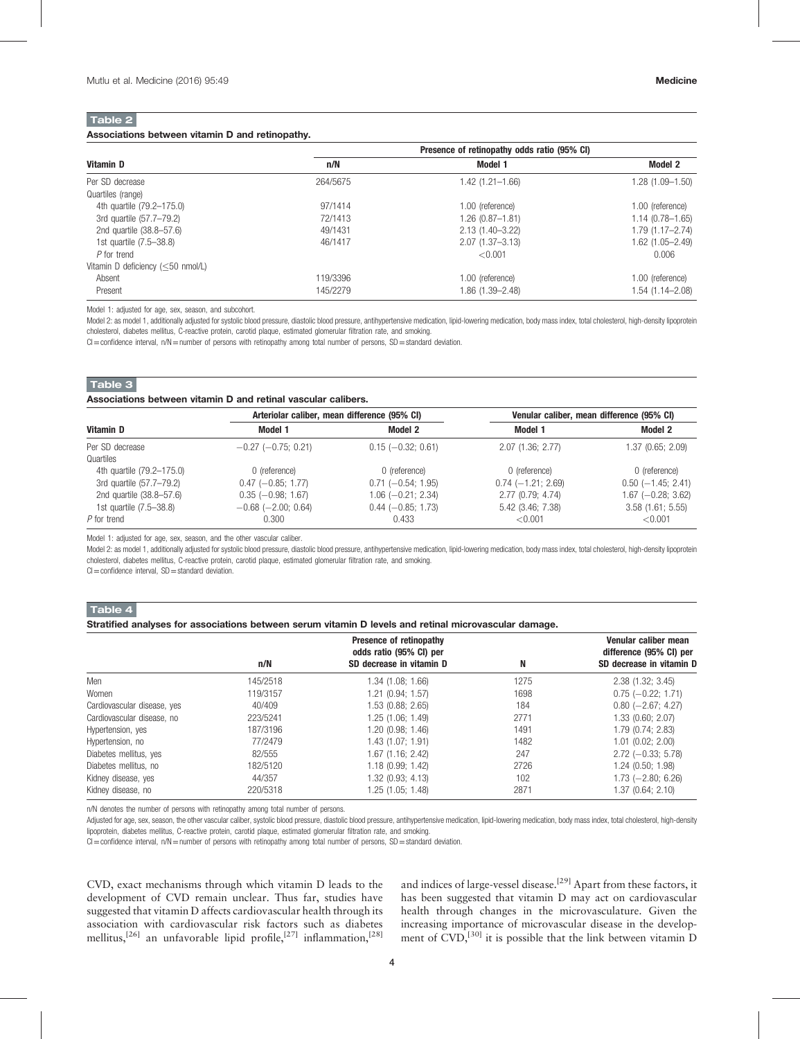**Table 2**

**Associations between vitamin D and retinopathy.**

| Vitamin D | Presence of retinopathy odds ratio (95% CI) | | |
|---|---|---|---|
| | n/N | Model 1 | Model 2 |
| Per SD decrease | 264/5675 | 1.42 (1.21–1.66) | 1.28 (1.09–1.50) |
| Quartiles (range) | | | |
| 4th quartile (79.2–175.0) | 97/1414 | 1.00 (reference) | 1.00 (reference) |
| 3rd quartile (57.7–79.2) | 72/1413 | 1.26 (0.87–1.81) | 1.14 (0.78–1.65) |
| 2nd quartile (38.8–57.6) | 49/1431 | 2.13 (1.40–3.22) | 1.79 (1.17–2.74) |
| 1st quartile (7.5–38.8) | 46/1417 | 2.07 (1.37–3.13) | 1.62 (1.05–2.49) |
| *P* for trend | | <0.001 | 0.006 |
| Vitamin D deficiency (≤50 nmol/L) | | | |
| Absent | 119/3396 | 1.00 (reference) | 1.00 (reference) |
| Present | 145/2279 | 1.86 (1.39–2.48) | 1.54 (1.14–2.08) |

Model 1: adjusted for age, sex, season, and subcohort.

Model 2: as model 1, additionally adjusted for systolic blood pressure, diastolic blood pressure, antihypertensive medication, lipid-lowering medication, body mass index, total cholesterol, high-density lipoprotein cholesterol, diabetes mellitus, C-reactive protein, carotid plaque, estimated glomerular filtration rate, and smoking.

CI = confidence interval, n/N = number of persons with retinopathy among total number of persons, SD = standard deviation.

**Table 3**

**Associations between vitamin D and retinal vascular calibers.**

| Vitamin D | Arteriolar caliber, mean difference (95% CI) | | Venular caliber, mean difference (95% CI) | |
|---|---|---|---|---|
| | Model 1 | Model 2 | Model 1 | Model 2 |
| Per SD decrease | −0.27 (−0.75; 0.21) | 0.15 (−0.32; 0.61) | 2.07 (1.36; 2.77) | 1.37 (0.65; 2.09) |
| Quartiles | | | | |
| 4th quartile (79.2–175.0) | 0 (reference) | 0 (reference) | 0 (reference) | 0 (reference) |
| 3rd quartile (57.7–79.2) | 0.47 (−0.85; 1.77) | 0.71 (−0.54; 1.95) | 0.74 (−1.21; 2.69) | 0.50 (−1.45; 2.41) |
| 2nd quartile (38.8–57.6) | 0.35 (−0.98; 1.67) | 1.06 (−0.21; 2.34) | 2.77 (0.79; 4.74) | 1.67 (−0.28; 3.62) |
| 1st quartile (7.5–38.8) | −0.68 (−2.00; 0.64) | 0.44 (−0.85; 1.73) | 5.42 (3.46; 7.38) | 3.58 (1.61; 5.55) |
| *P* for trend | 0.300 | 0.433 | <0.001 | <0.001 |

Model 1: adjusted for age, sex, season, and the other vascular caliber.

Model 2: as model 1, additionally adjusted for systolic blood pressure, diastolic blood pressure, antihypertensive medication, lipid-lowering medication, body mass index, total cholesterol, high-density lipoprotein cholesterol, diabetes mellitus, C-reactive protein, carotid plaque, estimated glomerular filtration rate, and smoking.

CI = confidence interval, SD = standard deviation.

**Table 4**

**Stratified analyses for associations between serum vitamin D levels and retinal microvascular damage.**

| | n/N | Presence of retinopathy odds ratio (95% CI) per SD decrease in vitamin D | N | Venular caliber mean difference (95% CI) per SD decrease in vitamin D |
|---|---|---|---|---|
| Men | 145/2518 | 1.34 (1.08; 1.66) | 1275 | 2.38 (1.32; 3.45) |
| Women | 119/3157 | 1.21 (0.94; 1.57) | 1698 | 0.75 (−0.22; 1.71) |
| Cardiovascular disease, yes | 40/409 | 1.53 (0.88; 2.65) | 184 | 0.80 (−2.67; 4.27) |
| Cardiovascular disease, no | 223/5241 | 1.25 (1.06; 1.49) | 2771 | 1.33 (0.60; 2.07) |
| Hypertension, yes | 187/3196 | 1.20 (0.98; 1.46) | 1491 | 1.79 (0.74; 2.83) |
| Hypertension, no | 77/2479 | 1.43 (1.07; 1.91) | 1482 | 1.01 (0.02; 2.00) |
| Diabetes mellitus, yes | 82/555 | 1.67 (1.16; 2.42) | 247 | 2.72 (−0.33; 5.78) |
| Diabetes mellitus, no | 182/5120 | 1.18 (0.99; 1.42) | 2726 | 1.24 (0.50; 1.98) |
| Kidney disease, yes | 44/357 | 1.32 (0.93; 4.13) | 102 | 1.73 (−2.80; 6.26) |
| Kidney disease, no | 220/5318 | 1.25 (1.05; 1.48) | 2871 | 1.37 (0.64; 2.10) |

n/N denotes the number of persons with retinopathy among total number of persons.

Adjusted for age, sex, season, the other vascular caliber, systolic blood pressure, diastolic blood pressure, antihypertensive medication, lipid-lowering medication, body mass index, total cholesterol, high-density lipoprotein, diabetes mellitus, C-reactive protein, carotid plaque, estimated glomerular filtration rate, and smoking.

CI = confidence interval, n/N = number of persons with retinopathy among total number of persons, SD = standard deviation.

CVD, exact mechanisms through which vitamin D leads to the development of CVD remain unclear. Thus far, studies have suggested that vitamin D affects cardiovascular health through its association with cardiovascular risk factors such as diabetes mellitus,[26] an unfavorable lipid profile,[27] inflammation,[28] and indices of large-vessel disease.[29] Apart from these factors, it has been suggested that vitamin D may act on cardiovascular health through changes in the microvasculature. Given the increasing importance of microvascular disease in the development of CVD,[30] it is possible that the link between vitamin D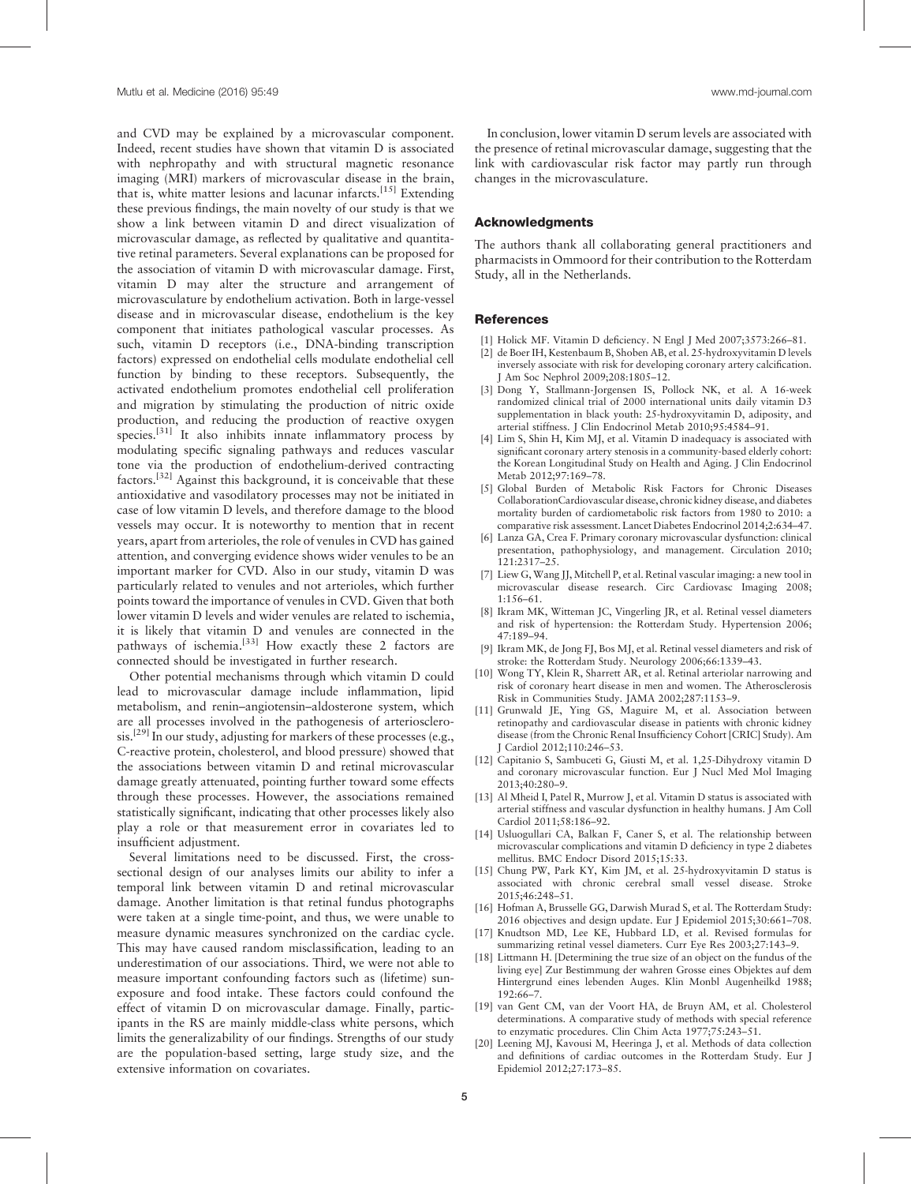and CVD may be explained by a microvascular component. Indeed, recent studies have shown that vitamin D is associated with nephropathy and with structural magnetic resonance imaging (MRI) markers of microvascular disease in the brain, that is, white matter lesions and lacunar infarcts.[15] Extending these previous findings, the main novelty of our study is that we show a link between vitamin D and direct visualization of microvascular damage, as reflected by qualitative and quantitative retinal parameters. Several explanations can be proposed for the association of vitamin D with microvascular damage. First, vitamin D may alter the structure and arrangement of microvasculature by endothelium activation. Both in large-vessel disease and in microvascular disease, endothelium is the key component that initiates pathological vascular processes. As such, vitamin D receptors (i.e., DNA-binding transcription factors) expressed on endothelial cells modulate endothelial cell function by binding to these receptors. Subsequently, the activated endothelium promotes endothelial cell proliferation and migration by stimulating the production of nitric oxide production, and reducing the production of reactive oxygen species.[31] It also inhibits innate inflammatory process by modulating specific signaling pathways and reduces vascular tone via the production of endothelium-derived contracting factors.[32] Against this background, it is conceivable that these antioxidative and vasodilatory processes may not be initiated in case of low vitamin D levels, and therefore damage to the blood vessels may occur. It is noteworthy to mention that in recent years, apart from arterioles, the role of venules in CVD has gained attention, and converging evidence shows wider venules to be an important marker for CVD. Also in our study, vitamin D was particularly related to venules and not arterioles, which further points toward the importance of venules in CVD. Given that both lower vitamin D levels and wider venules are related to ischemia, it is likely that vitamin D and venules are connected in the pathways of ischemia.[33] How exactly these 2 factors are connected should be investigated in further research.

Other potential mechanisms through which vitamin D could lead to microvascular damage include inflammation, lipid metabolism, and renin–angiotensin–aldosterone system, which are all processes involved in the pathogenesis of arteriosclerosis.[29] In our study, adjusting for markers of these processes (e.g., C-reactive protein, cholesterol, and blood pressure) showed that the associations between vitamin D and retinal microvascular damage greatly attenuated, pointing further toward some effects through these processes. However, the associations remained statistically significant, indicating that other processes likely also play a role or that measurement error in covariates led to insufficient adjustment.

Several limitations need to be discussed. First, the cross-sectional design of our analyses limits our ability to infer a temporal link between vitamin D and retinal microvascular damage. Another limitation is that retinal fundus photographs were taken at a single time-point, and thus, we were unable to measure dynamic measures synchronized on the cardiac cycle. This may have caused random misclassification, leading to an underestimation of our associations. Third, we were not able to measure important confounding factors such as (lifetime) sun-exposure and food intake. These factors could confound the effect of vitamin D on microvascular damage. Finally, participants in the RS are mainly middle-class white persons, which limits the generalizability of our findings. Strengths of our study are the population-based setting, large study size, and the extensive information on covariates.

In conclusion, lower vitamin D serum levels are associated with the presence of retinal microvascular damage, suggesting that the link with cardiovascular risk factor may partly run through changes in the microvasculature.

## Acknowledgments

The authors thank all collaborating general practitioners and pharmacists in Ommoord for their contribution to the Rotterdam Study, all in the Netherlands.

## References

[1] Holick MF. Vitamin D deficiency. N Engl J Med 2007;3573:266–81.

[2] de Boer IH, Kestenbaum B, Shoben AB, et al. 25-hydroxyvitamin D levels inversely associate with risk for developing coronary artery calcification. J Am Soc Nephrol 2009;208:1805–12.

[3] Dong Y, Stallmann-Jorgensen IS, Pollock NK, et al. A 16-week randomized clinical trial of 2000 international units daily vitamin D3 supplementation in black youth: 25-hydroxyvitamin D, adiposity, and arterial stiffness. J Clin Endocrinol Metab 2010;95:4584–91.

[4] Lim S, Shin H, Kim MJ, et al. Vitamin D inadequacy is associated with significant coronary artery stenosis in a community-based elderly cohort: the Korean Longitudinal Study on Health and Aging. J Clin Endocrinol Metab 2012;97:169–78.

[5] Global Burden of Metabolic Risk Factors for Chronic Diseases CollaborationCardiovascular disease, chronic kidney disease, and diabetes mortality burden of cardiometabolic risk factors from 1980 to 2010: a comparative risk assessment. Lancet Diabetes Endocrinol 2014;2:634–47.

[6] Lanza GA, Crea F. Primary coronary microvascular dysfunction: clinical presentation, pathophysiology, and management. Circulation 2010; 121:2317–25.

[7] Liew G, Wang JJ, Mitchell P, et al. Retinal vascular imaging: a new tool in microvascular disease research. Circ Cardiovasc Imaging 2008; 1:156–61.

[8] Ikram MK, Witteman JC, Vingerling JR, et al. Retinal vessel diameters and risk of hypertension: the Rotterdam Study. Hypertension 2006; 47:189–94.

[9] Ikram MK, de Jong FJ, Bos MJ, et al. Retinal vessel diameters and risk of stroke: the Rotterdam Study. Neurology 2006;66:1339–43.

[10] Wong TY, Klein R, Sharrett AR, et al. Retinal arteriolar narrowing and risk of coronary heart disease in men and women. The Atherosclerosis Risk in Communities Study. JAMA 2002;287:1153–9.

[11] Grunwald JE, Ying GS, Maguire M, et al. Association between retinopathy and cardiovascular disease in patients with chronic kidney disease (from the Chronic Renal Insufficiency Cohort [CRIC] Study). Am J Cardiol 2012;110:246–53.

[12] Capitanio S, Sambuceti G, Giusti M, et al. 1,25-Dihydroxy vitamin D and coronary microvascular function. Eur J Nucl Med Mol Imaging 2013;40:280–9.

[13] Al Mheid I, Patel R, Murrow J, et al. Vitamin D status is associated with arterial stiffness and vascular dysfunction in healthy humans. J Am Coll Cardiol 2011;58:186–92.

[14] Usluogullari CA, Balkan F, Caner S, et al. The relationship between microvascular complications and vitamin D deficiency in type 2 diabetes mellitus. BMC Endocr Disord 2015;15:33.

[15] Chung PW, Park KY, Kim JM, et al. 25-hydroxyvitamin D status is associated with chronic cerebral small vessel disease. Stroke 2015;46:248–51.

[16] Hofman A, Brusselle GG, Darwish Murad S, et al. The Rotterdam Study: 2016 objectives and design update. Eur J Epidemiol 2015;30:661–708.

[17] Knudtson MD, Lee KE, Hubbard LD, et al. Revised formulas for summarizing retinal vessel diameters. Curr Eye Res 2003;27:143–9.

[18] Littmann H. [Determining the true size of an object on the fundus of the living eye] Zur Bestimmung der wahren Grosse eines Objektes auf dem Hintergrund eines lebenden Auges. Klin Monbl Augenheilkd 1988; 192:66–7.

[19] van Gent CM, van der Voort HA, de Bruyn AM, et al. Cholesterol determinations. A comparative study of methods with special reference to enzymatic procedures. Clin Chim Acta 1977;75:243–51.

[20] Leening MJ, Kavousi M, Heeringa J, et al. Methods of data collection and definitions of cardiac outcomes in the Rotterdam Study. Eur J Epidemiol 2012;27:173–85.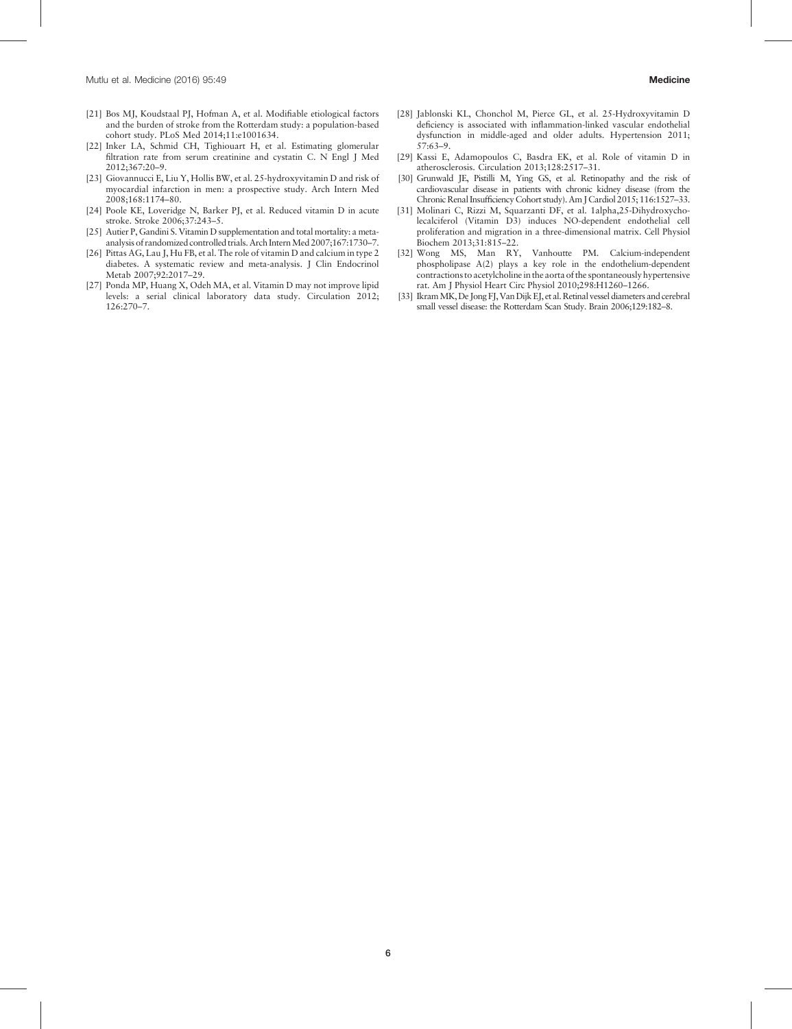[21] Bos MJ, Koudstaal PJ, Hofman A, et al. Modifiable etiological factors and the burden of stroke from the Rotterdam study: a population-based cohort study. PLoS Med 2014;11:e1001634.

[22] Inker LA, Schmid CH, Tighiouart H, et al. Estimating glomerular filtration rate from serum creatinine and cystatin C. N Engl J Med 2012;367:20–9.

[23] Giovannucci E, Liu Y, Hollis BW, et al. 25-hydroxyvitamin D and risk of myocardial infarction in men: a prospective study. Arch Intern Med 2008;168:1174–80.

[24] Poole KE, Loveridge N, Barker PJ, et al. Reduced vitamin D in acute stroke. Stroke 2006;37:243–5.

[25] Autier P, Gandini S. Vitamin D supplementation and total mortality: a meta-analysis of randomized controlled trials. Arch Intern Med 2007;167:1730–7.

[26] Pittas AG, Lau J, Hu FB, et al. The role of vitamin D and calcium in type 2 diabetes. A systematic review and meta-analysis. J Clin Endocrinol Metab 2007;92:2017–29.

[27] Ponda MP, Huang X, Odeh MA, et al. Vitamin D may not improve lipid levels: a serial clinical laboratory data study. Circulation 2012; 126:270–7.

[28] Jablonski KL, Chonchol M, Pierce GL, et al. 25-Hydroxyvitamin D deficiency is associated with inflammation-linked vascular endothelial dysfunction in middle-aged and older adults. Hypertension 2011; 57:63–9.

[29] Kassi E, Adamopoulos C, Basdra EK, et al. Role of vitamin D in atherosclerosis. Circulation 2013;128:2517–31.

[30] Grunwald JE, Pistilli M, Ying GS, et al. Retinopathy and the risk of cardiovascular disease in patients with chronic kidney disease (from the Chronic Renal Insufficiency Cohort study). Am J Cardiol 2015; 116:1527–33.

[31] Molinari C, Rizzi M, Squarzanti DF, et al. 1alpha,25-Dihydroxycholecalciferol (Vitamin D3) induces NO-dependent endothelial cell proliferation and migration in a three-dimensional matrix. Cell Physiol Biochem 2013;31:815–22.

[32] Wong MS, Man RY, Vanhoutte PM. Calcium-independent phospholipase A(2) plays a key role in the endothelium-dependent contractions to acetylcholine in the aorta of the spontaneously hypertensive rat. Am J Physiol Heart Circ Physiol 2010;298:H1260–1266.

[33] Ikram MK, De Jong FJ, Van Dijk EJ, et al. Retinal vessel diameters and cerebral small vessel disease: the Rotterdam Scan Study. Brain 2006;129:182–8.